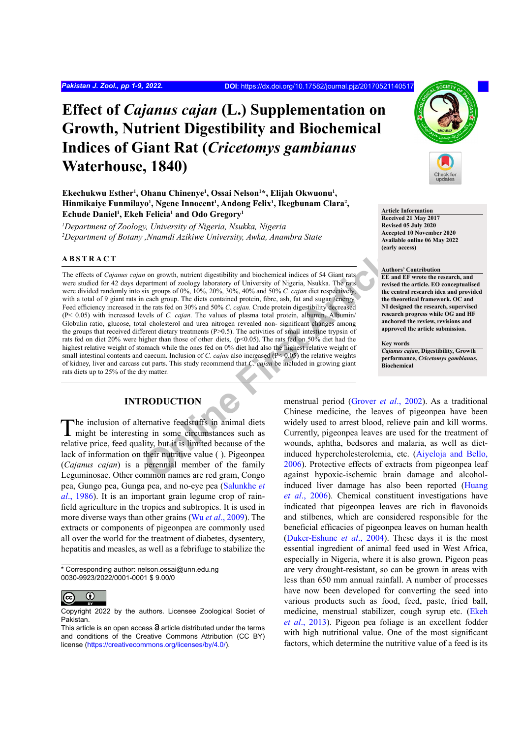# Effect of *Cajanus cajan* (L.) Supplementation on Growth, Nutrient Digestibility and Biochemical Indices of Giant Rat (*Cricetomys gambianus* Waterhouse, 1840)

**Ekechukwu Esther[1], Ohanu Chinenye[1], Ossai Nelson[1]\*, Elijah Okwuonu[1], Hinmikaiye Funmilayo[1], Ngene Innocent[1], Andong Felix[1], Ikegbunam Clara[2], Echude Daniel[1], Ekeh Felicia[1] and Odo Gregory[1]**

[1]*Department of Zoology, University of Nigeria, Nsukka, Nigeria*
[2]*Department of Botany ,Nnamdi Azikiwe University, Awka, Anambra State*

**Article Information**
**Received 21 May 2017**
**Revised 05 July 2020**
**Accepted 10 November 2020**
**Available online 06 May 2022 (early access)**

**Authors' Contribution**
**EE and EF wrote the research, and revised the article. EO conceptualised the central research idea and provided the theoretical framework. OC and NI designed the research, supervised research progress while OG and HF anchored the review, revisions and approved the article submission.**

**Key words**
***Cajanus cajan*, Digestibility, Growth performance, *Cricetomys gambianus*, Biochemical**

## ABSTRACT

The effects of *Cajanus cajan* on growth, nutrient digestibility and biochemical indices of 54 Giant rats were studied for 42 days department of zoology laboratory of University of Nigeria, Nsukka. The rats were divided randomly into six groups of 0%, 10%, 20%, 30%, 40% and 50% *C. cajan* diet respectively, with a total of 9 giant rats in each group. The diets contained protein, fibre, ash, fat and sugar /energy. Feed efficiency increased in the rats fed on 30% and 50% *C. cajan.* Crude protein digestibility decreased ($P < 0.05$) with increased levels of *C. cajan*. The values of plasma total protein, albumin, Albumin/ Globulin ratio, glucose, total cholesterol and urea nitrogen revealed non- significant changes among the groups that received different dietary treatments ($P > 0.5$). The activities of small intestine trypsin of rats fed on diet 20% were higher than those of other diets, ($p < 0.05$). The rats fed on 50% diet had the highest relative weight of stomach while the ones fed on 0% diet had also the highest relative weight of small intestinal contents and caecum. Inclusion of *C. cajan* also increased ($P < 0.05$) the relative weights of kidney, liver and carcass cut parts. This study recommend that *C. cajan* be included in growing giant rats diets up to 25% of the dry matter.

## INTRODUCTION

The inclusion of alternative feedstuffs in animal diets might be interesting in some circumstances such as relative price, feed quality, but it is limited because of the lack of information on their nutritive value ( ). Pigeonpea (*Cajanus cajan*) is a perennial member of the family Leguminosae. Other common names are red gram, Congo pea, Gungo pea, Gunga pea, and no-eye pea (Salunkhe *et al*., 1986). It is an important grain legume crop of rain-field agriculture in the tropics and subtropics. It is used in more diverse ways than other grains (Wu *et al*., 2009). The extracts or components of pigeonpea are commonly used all over the world for the treatment of diabetes, dysentery, hepatitis and measles, as well as a febrifuge to stabilize the menstrual period (Grover *et al*., 2002). As a traditional Chinese medicine, the leaves of pigeonpea have been widely used to arrest blood, relieve pain and kill worms. Currently, pigeonpea leaves are used for the treatment of wounds, aphtha, bedsores and malaria, as well as diet-induced hypercholesterolemia, etc. (Aiyeloja and Bello, 2006). Protective effects of extracts from pigeonpea leaf against hypoxic-ischemic brain damage and alcohol-induced liver damage has also been reported (Huang *et al*., 2006). Chemical constituent investigations have indicated that pigeonpea leaves are rich in flavonoids and stilbenes, which are considered responsible for the beneficial efficacies of pigeonpea leaves on human health (Duker-Eshune *et al*., 2004). These days it is the most essential ingredient of animal feed used in West Africa, especially in Nigeria, where it is also grown. Pigeon peas are very drought-resistant, so can be grown in areas with less than 650 mm annual rainfall. A number of processes have now been developed for converting the seed into various products such as food, feed, paste, fried ball, medicine, menstrual stabilizer, cough syrup etc. (Ekeh *et al*., 2013). Pigeon pea foliage is an excellent fodder with high nutritional value. One of the most significant factors, which determine the nutritive value of a feed is its

\* Corresponding author: nelson.ossai@unn.edu.ng
0030-9923/2022/0001-0001 $ 9.00/0

Copyright 2022 by the authors. Licensee Zoological Societ of Pakistan.
This article is an open access article distributed under the terms and conditions of the Creative Commons Attribution (CC BY) license (https://creativecommons.org/licenses/by/4.0/).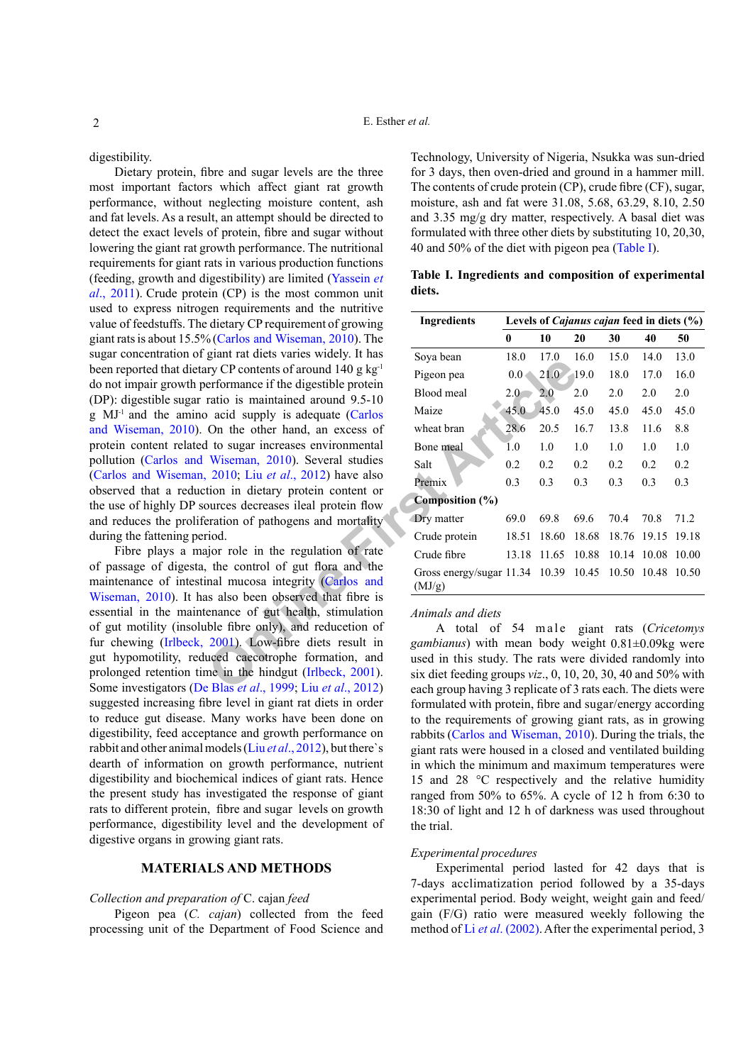digestibility.

Dietary protein, fibre and sugar levels are the three most important factors which affect giant rat growth performance, without neglecting moisture content, ash and fat levels. As a result, an attempt should be directed to detect the exact levels of protein, fibre and sugar without lowering the giant rat growth performance. The nutritional requirements for giant rats in various production functions (feeding, growth and digestibility) are limited (Yassein *et al*., 2011). Crude protein (CP) is the most common unit used to express nitrogen requirements and the nutritive value of feedstuffs. The dietary CP requirement of growing giant rats is about 15.5% (Carlos and Wiseman, 2010). The sugar concentration of giant rat diets varies widely. It has been reported that dietary CP contents of around 140 g $kg^{-1}$ do not impair growth performance if the digestible protein (DP): digestible sugar ratio is maintained around 9.5-10 g $MJ^{-1}$ and the amino acid supply is adequate (Carlos and Wiseman, 2010). On the other hand, an excess of protein content related to sugar increases environmental pollution (Carlos and Wiseman, 2010). Several studies (Carlos and Wiseman, 2010; Liu *et al*., 2012) have also observed that a reduction in dietary protein content or the use of highly DP sources decreases ileal protein flow and reduces the proliferation of pathogens and mortality during the fattening period.

Fibre plays a major role in the regulation of rate of passage of digesta, the control of gut flora and the maintenance of intestinal mucosa integrity (Carlos and Wiseman, 2010). It has also been observed that fibre is essential in the maintenance of gut health, stimulation of gut motility (insoluble fibre only), and reduction of fur chewing (Irlbeck, 2001). Low-fibre diets result in gut hypomotility, reduced caecotrophe formation, and prolonged retention time in the hindgut (Irlbeck, 2001). Some investigators (De Blas *et al*., 1999; Liu *et al*., 2012) suggested increasing fibre level in giant rat diets in order to reduce gut disease. Many works have been done on digestibility, feed acceptance and growth performance on rabbit and other animal models (Liu *et al*., 2012), but there`s dearth of information on growth performance, nutrient digestibility and biochemical indices of giant rats. Hence the present study has investigated the response of giant rats to different protein, fibre and sugar levels on growth performance, digestibility level and the development of digestive organs in growing giant rats.

## MATERIALS AND METHODS

*Collection and preparation of* C. cajan *feed*

Pigeon pea (*C. cajan*) collected from the feed processing unit of the Department of Food Science and Technology, University of Nigeria, Nsukka was sun-dried for 3 days, then oven-dried and ground in a hammer mill. The contents of crude protein (CP), crude fibre (CF), sugar, moisture, ash and fat were 31.08, 5.68, 63.29, 8.10, 2.50 and 3.35 mg/g dry matter, respectively. A basal diet was formulated with three other diets by substituting 10, 20,30, 40 and 50% of the diet with pigeon pea (Table I).

**Table I. Ingredients and composition of experimental diets.**

| Ingredients | Levels of *Cajanus cajan* feed in diets (%) | | | | | |
|---|---|---|---|---|---|---|
| | 0 | 10 | 20 | 30 | 40 | 50 |
| Soya bean | 18.0 | 17.0 | 16.0 | 15.0 | 14.0 | 13.0 |
| Pigeon pea | 0.0 | 21.0 | 19.0 | 18.0 | 17.0 | 16.0 |
| Blood meal | 2.0 | 2.0 | 2.0 | 2.0 | 2.0 | 2.0 |
| Maize | 45.0 | 45.0 | 45.0 | 45.0 | 45.0 | 45.0 |
| wheat bran | 28.6 | 20.5 | 16.7 | 13.8 | 11.6 | 8.8 |
| Bone meal | 1.0 | 1.0 | 1.0 | 1.0 | 1.0 | 1.0 |
| Salt | 0.2 | 0.2 | 0.2 | 0.2 | 0.2 | 0.2 |
| Premix | 0.3 | 0.3 | 0.3 | 0.3 | 0.3 | 0.3 |
| **Composition (%)** | | | | | | |
| Dry matter | 69.0 | 69.8 | 69.6 | 70.4 | 70.8 | 71.2 |
| Crude protein | 18.51 | 18.60 | 18.68 | 18.76 | 19.15 | 19.18 |
| Crude fibre | 13.18 | 11.65 | 10.88 | 10.14 | 10.08 | 10.00 |
| Gross energy/sugar (MJ/g) | 11.34 | 10.39 | 10.45 | 10.50 | 10.48 | 10.50 |

*Animals and diets*

A total of 54 male giant rats (*Cricetomys gambianus*) with mean body weight 0.81±0.09kg were used in this study. The rats were divided randomly into six diet feeding groups *viz*., 0, 10, 20, 30, 40 and 50% with each group having 3 replicate of 3 rats each. The diets were formulated with protein, fibre and sugar/energy according to the requirements of growing giant rats, as in growing rabbits (Carlos and Wiseman, 2010). During the trials, the giant rats were housed in a closed and ventilated building in which the minimum and maximum temperatures were 15 and 28 °C respectively and the relative humidity ranged from 50% to 65%. A cycle of 12 h from 6:30 to 18:30 of light and 12 h of darkness was used throughout the trial.

*Experimental procedures*

Experimental period lasted for 42 days that is 7-days acclimatization period followed by a 35-days experimental period. Body weight, weight gain and feed/gain (F/G) ratio were measured weekly following the method of Li *et al.* (2002). After the experimental period, 3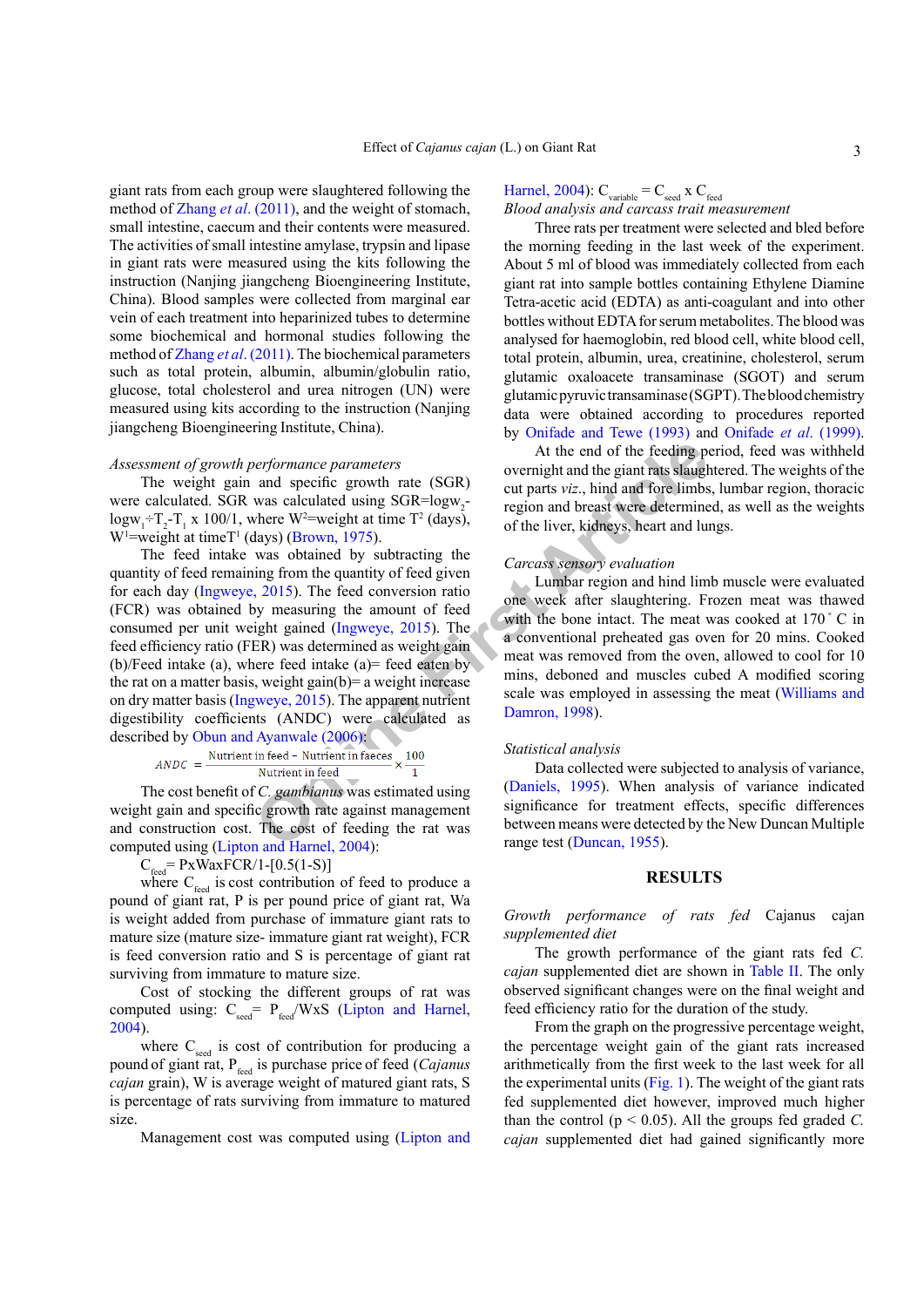giant rats from each group were slaughtered following the method of Zhang *et al*. (2011), and the weight of stomach, small intestine, caecum and their contents were measured. The activities of small intestine amylase, trypsin and lipase in giant rats were measured using the kits following the instruction (Nanjing jiangcheng Bioengineering Institute, China). Blood samples were collected from marginal ear vein of each treatment into heparinized tubes to determine some biochemical and hormonal studies following the method of Zhang *et al*. (2011). The biochemical parameters such as total protein, albumin, albumin/globulin ratio, glucose, total cholesterol and urea nitrogen (UN) were measured using kits according to the instruction (Nanjing jiangcheng Bioengineering Institute, China).

*Assessment of growth performance parameters*

The weight gain and specific growth rate (SGR) were calculated. SGR was calculated using SGR=$\log w_2 - \log w_1 \div T_2 - T_1 \times 100/1$, where $W^2$=weight at time $T^2$ (days), $W^1$=weight at time$T^1$ (days) (Brown, 1975).

The feed intake was obtained by subtracting the quantity of feed remaining from the quantity of feed given for each day (Ingweye, 2015). The feed conversion ratio (FCR) was obtained by measuring the amount of feed consumed per unit weight gained (Ingweye, 2015). The feed efficiency ratio (FER) was determined as weight gain (b)/Feed intake (a), where feed intake (a)= feed eaten by the rat on a matter basis, weight gain(b)= a weight increase on dry matter basis (Ingweye, 2015). The apparent nutrient digestibility coefficients (ANDC) were calculated as described by Obun and Ayanwale (2006):

$$ANDC = \frac{\text{Nutrient in feed} - \text{Nutrient in faeces}}{\text{Nutrient in feed}} \times \frac{100}{1}$$

The cost benefit of *C. gambianus* was estimated using weight gain and specific growth rate against management and construction cost. The cost of feeding the rat was computed using (Lipton and Harnel, 2004):

$C_{feed}$= PxWaxFCR/1-[0.5(1-S)]

where $C_{feed}$ is cost contribution of feed to produce a pound of giant rat, P is per pound price of giant rat, Wa is weight added from purchase of immature giant rats to mature size (mature size- immature giant rat weight), FCR is feed conversion ratio and S is percentage of giant rat surviving from immature to mature size.

Cost of stocking the different groups of rat was computed using: $C_{seed}$= $P_{feed}$/WxS (Lipton and Harnel, 2004).

where $C_{seed}$ is cost of contribution for producing a pound of giant rat, $P_{feed}$ is purchase price of feed (*Cajanus cajan* grain), W is average weight of matured giant rats, S is percentage of rats surviving from immature to matured size.

Management cost was computed using (Lipton and Harnel, 2004): $C_{variable}$ = $C_{seed}$ x $C_{feed}$

*Blood analysis and carcass trait measurement*

Three rats per treatment were selected and bled before the morning feeding in the last week of the experiment. About 5 ml of blood was immediately collected from each giant rat into sample bottles containing Ethylene Diamine Tetra-acetic acid (EDTA) as anti-coagulant and into other bottles without EDTA for serum metabolites. The blood was analysed for haemoglobin, red blood cell, white blood cell, total protein, albumin, urea, creatinine, cholesterol, serum glutamic oxaloacete transaminase (SGOT) and serum glutamic pyruvic transaminase (SGPT). The blood chemistry data were obtained according to procedures reported by Onifade and Tewe (1993) and Onifade *et al*. (1999).

At the end of the feeding period, feed was withheld overnight and the giant rats slaughtered. The weights of the cut parts *viz*., hind and fore limbs, lumbar region, thoracic region and breast were determined, as well as the weights of the liver, kidneys, heart and lungs.

*Carcass sensory evaluation*

Lumbar region and hind limb muscle were evaluated one week after slaughtering. Frozen meat was thawed with the bone intact. The meat was cooked at 170˚C in a conventional preheated gas oven for 20 mins. Cooked meat was removed from the oven, allowed to cool for 10 mins, deboned and muscles cubed A modified scoring scale was employed in assessing the meat (Williams and Damron, 1998).

*Statistical analysis*

Data collected were subjected to analysis of variance, (Daniels, 1995). When analysis of variance indicated significance for treatment effects, specific differences between means were detected by the New Duncan Multiple range test (Duncan, 1955).

## RESULTS

*Growth performance of rats fed* Cajanus cajan *supplemented diet*

The growth performance of the giant rats fed *C. cajan* supplemented diet are shown in Table II. The only observed significant changes were on the final weight and feed efficiency ratio for the duration of the study.

From the graph on the progressive percentage weight, the percentage weight gain of the giant rats increased arithmetically from the first week to the last week for all the experimental units (Fig. 1). The weight of the giant rats fed supplemented diet however, improved much higher than the control ($p < 0.05$). All the groups fed graded *C. cajan* supplemented diet had gained significantly more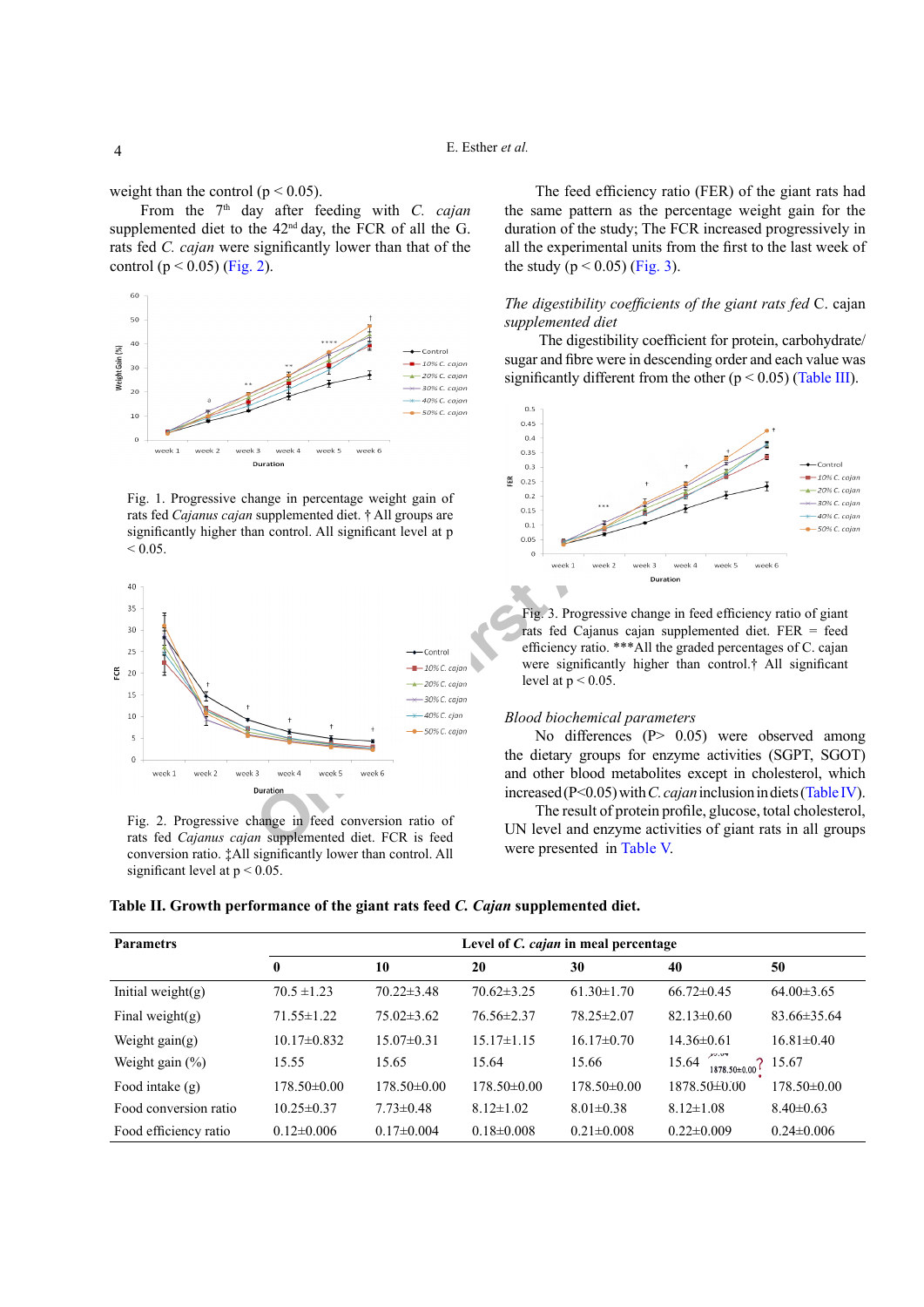weight than the control ($p < 0.05$).

From the 7th day after feeding with *C. cajan* supplemented diet to the 42nd day, the FCR of all the G. rats fed *C. cajan* were significantly lower than that of the control ($p < 0.05$) (Fig. 2).

Fig. 1. Progressive change in percentage weight gain of rats fed *Cajanus cajan* supplemented diet. † All groups are significantly higher than control. All significant level at p < 0.05.

Fig. 2. Progressive change in feed conversion ratio of rats fed *Cajanus cajan* supplemented diet. FCR is feed conversion ratio. ‡All significantly lower than control. All significant level at p < 0.05.

The feed efficiency ratio (FER) of the giant rats had the same pattern as the percentage weight gain for the duration of the study; The FCR increased progressively in all the experimental units from the first to the last week of the study ($p < 0.05$) (Fig. 3).

*The digestibility coefficients of the giant rats fed* C. cajan *supplemented diet*

The digestibility coefficient for protein, carbohydrate/sugar and fibre were in descending order and each value was significantly different from the other ($p < 0.05$) (Table III).

Fig. 3. Progressive change in feed efficiency ratio of giant rats fed Cajanus cajan supplemented diet. FER = feed efficiency ratio. ***All the graded percentages of C. cajan were significantly higher than control.† All significant level at p < 0.05.

*Blood biochemical parameters*

No differences (P> 0.05) were observed among the dietary groups for enzyme activities (SGPT, SGOT) and other blood metabolites except in cholesterol, which increased (P<0.05) with *C. cajan* inclusion in diets (Table IV).

The result of protein profile, glucose, total cholesterol, UN level and enzyme activities of giant rats in all groups were presented in Table V.

**Table II. Growth performance of the giant rats feed *C. Cajan* supplemented diet.**

| Parametrs | Level of *C. cajan* in meal percentage | | | | | |
|---|---|---|---|---|---|---|
| | 0 | 10 | 20 | 30 | 40 | 50 |
| Initial weight(g) | 70.5 ±1.23 | 70.22±3.48 | 70.62±3.25 | 61.30±1.70 | 66.72±0.45 | 64.00±3.65 |
| Final weight(g) | 71.55±1.22 | 75.02±3.62 | 76.56±2.37 | 78.25±2.07 | 82.13±0.60 | 83.66±35.64 |
| Weight gain(g) | 10.17±0.832 | 15.07±0.31 | 15.17±1.15 | 16.17±0.70 | 14.36±0.61 | 16.81±0.40 |
| Weight gain (%) | 15.55 | 15.65 | 15.64 | 15.66 | 15.64 | 15.67 |
| Food intake (g) | 178.50±0.00 | 178.50±0.00 | 178.50±0.00 | 178.50±0.00 | 1878.50±0.00 | 178.50±0.00 |
| Food conversion ratio | 10.25±0.37 | 7.73±0.48 | 8.12±1.02 | 8.01±0.38 | 8.12±1.08 | 8.40±0.63 |
| Food efficiency ratio | 0.12±0.006 | 0.17±0.004 | 0.18±0.008 | 0.21±0.008 | 0.22±0.009 | 0.24±0.006 |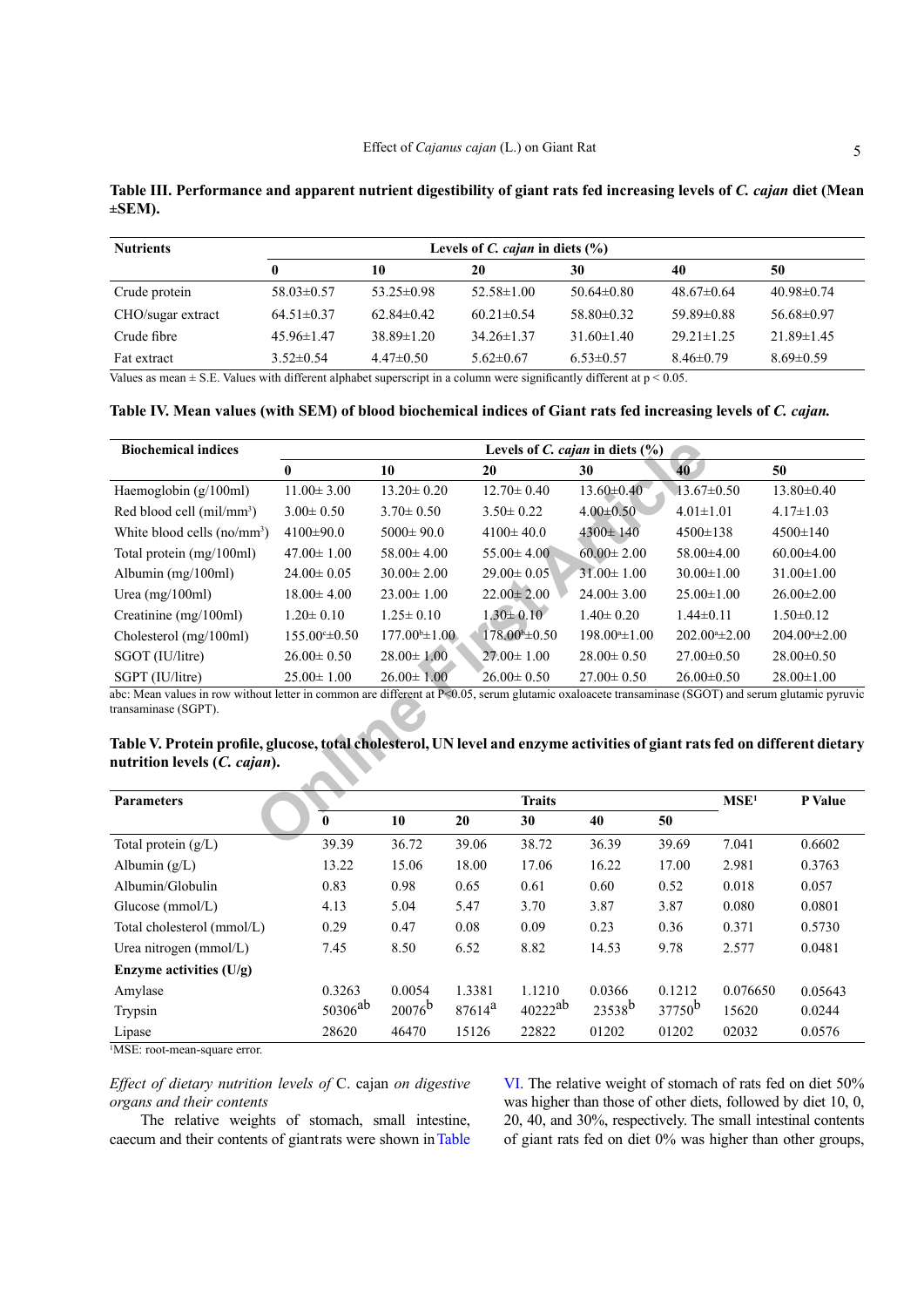**Table III. Performance and apparent nutrient digestibility of giant rats fed increasing levels of *C. cajan* diet (Mean ±SEM).**

| Nutrients | Levels of *C. cajan* in diets (%) | | | | | |
|---|---|---|---|---|---|---|
| | 0 | 10 | 20 | 30 | 40 | 50 |
| Crude protein | 58.03±0.57 | 53.25±0.98 | 52.58±1.00 | 50.64±0.80 | 48.67±0.64 | 40.98±0.74 |
| CHO/sugar extract | 64.51±0.37 | 62.84±0.42 | 60.21±0.54 | 58.80±0.32 | 59.89±0.88 | 56.68±0.97 |
| Crude fibre | 45.96±1.47 | 38.89±1.20 | 34.26±1.37 | 31.60±1.40 | 29.21±1.25 | 21.89±1.45 |
| Fat extract | 3.52±0.54 | 4.47±0.50 | 5.62±0.67 | 6.53±0.57 | 8.46±0.79 | 8.69±0.59 |

Values as mean ± S.E. Values with different alphabet superscript in a column were significantly different at $p < 0.05$.

**Table IV. Mean values (with SEM) of blood biochemical indices of Giant rats fed increasing levels of *C. cajan.***

| Biochemical indices | Levels of *C. cajan* in diets (%) | | | | | |
|---|---|---|---|---|---|---|
| | 0 | 10 | 20 | 30 | 40 | 50 |
| Haemoglobin (g/100ml) | 11.00± 3.00 | 13.20± 0.20 | 12.70± 0.40 | 13.60±0.40 | 13.67±0.50 | 13.80±0.40 |
| Red blood cell (mil/mm³) | 3.00± 0.50 | 3.70± 0.50 | 3.50± 0.22 | 4.00±0.50 | 4.01±1.01 | 4.17±1.03 |
| White blood cells (no/mm³) | 4100±90.0 | 5000± 90.0 | 4100± 40.0 | 4300± 140 | 4500±138 | 4500±140 |
| Total protein (mg/100ml) | 47.00± 1.00 | 58.00± 4.00 | 55.00± 4.00 | 60.00± 2.00 | 58.00±4.00 | 60.00±4.00 |
| Albumin (mg/100ml) | 24.00± 0.05 | 30.00± 2.00 | 29.00± 0.05 | 31.00± 1.00 | 30.00±1.00 | 31.00±1.00 |
| Urea (mg/100ml) | 18.00± 4.00 | 23.00± 1.00 | 22.00± 2.00 | 24.00± 3.00 | 25.00±1.00 | 26.00±2.00 |
| Creatinine (mg/100ml) | 1.20± 0.10 | 1.25± 0.10 | 1.30± 0.10 | 1.40± 0.20 | 1.44±0.11 | 1.50±0.12 |
| Cholesterol (mg/100ml) | 155.00[c]±0.50 | 177.00[b]±1.00 | 178.00[b]±0.50 | 198.00[a]±1.00 | 202.00[a]±2.00 | 204.00[a]±2.00 |
| SGOT (IU/litre) | 26.00± 0.50 | 28.00± 1.00 | 27.00± 1.00 | 28.00± 0.50 | 27.00±0.50 | 28.00±0.50 |
| SGPT (IU/litre) | 25.00± 1.00 | 26.00± 1.00 | 26.00± 0.50 | 27.00± 0.50 | 26.00±0.50 | 28.00±1.00 |

abc: Mean values in row without letter in common are different at $P<0.05$, serum glutamic oxaloacete transaminase (SGOT) and serum glutamic pyruvic transaminase (SGPT).

**Table V. Protein profile, glucose, total cholesterol, UN level and enzyme activities of giant rats fed on different dietary nutrition levels (*C. cajan*).**

| Parameters | Traits | | | | | | MSE[1] | P Value |
|---|---|---|---|---|---|---|---|---|
| | 0 | 10 | 20 | 30 | 40 | 50 | | |
| Total protein (g/L) | 39.39 | 36.72 | 39.06 | 38.72 | 36.39 | 39.69 | 7.041 | 0.6602 |
| Albumin (g/L) | 13.22 | 15.06 | 18.00 | 17.06 | 16.22 | 17.00 | 2.981 | 0.3763 |
| Albumin/Globulin | 0.83 | 0.98 | 0.65 | 0.61 | 0.60 | 0.52 | 0.018 | 0.057 |
| Glucose (mmol/L) | 4.13 | 5.04 | 5.47 | 3.70 | 3.87 | 3.87 | 0.080 | 0.0801 |
| Total cholesterol (mmol/L) | 0.29 | 0.47 | 0.08 | 0.09 | 0.23 | 0.36 | 0.371 | 0.5730 |
| Urea nitrogen (mmol/L) | 7.45 | 8.50 | 6.52 | 8.82 | 14.53 | 9.78 | 2.577 | 0.0481 |
| **Enzyme activities (U/g)** | | | | | | | | |
| Amylase | 0.3263 | 0.0054 | 1.3381 | 1.1210 | 0.0366 | 0.1212 | 0.076650 | 0.05643 |
| Trypsin | 50306[ab] | 20076[b] | 87614[a] | 40222[ab] | 23538[b] | 37750[b] | 15620 | 0.0244 |
| Lipase | 28620 | 46470 | 15126 | 22822 | 01202 | 01202 | 02032 | 0.0576 |

[1]MSE: root-mean-square error.

*Effect of dietary nutrition levels of* C. cajan *on digestive organs and their contents*

The relative weights of stomach, small intestine, caecum and their contents of giant rats were shown in Table VI. The relative weight of stomach of rats fed on diet 50% was higher than those of other diets, followed by diet 10, 0, 20, 40, and 30%, respectively. The small intestinal contents of giant rats fed on diet 0% was higher than other groups,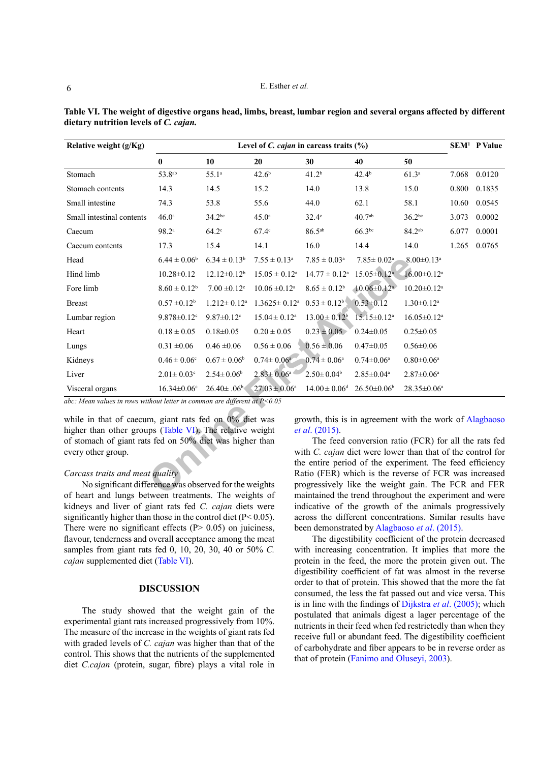**Table VI. The weight of digestive organs head, limbs, breast, lumbar region and several organs affected by different dietary nutrition levels of *C. cajan*.**

| Relative weight (g/Kg) | Level of *C. cajan* in carcass traits (%) | | | | | | SEM[1] | P Value |
|---|---|---|---|---|---|---|---|---|
| | 0 | 10 | 20 | 30 | 40 | 50 | | |
| Stomach | 53.8[ab] | 55.1[a] | 42.6[b] | 41.2[b] | 42.4[b] | 61.3[a] | 7.068 | 0.0120 |
| Stomach contents | 14.3 | 14.5 | 15.2 | 14.0 | 13.8 | 15.0 | 0.800 | 0.1835 |
| Small intestine | 74.3 | 53.8 | 55.6 | 44.0 | 62.1 | 58.1 | 10.60 | 0.0545 |
| Small intestinal contents | 46.0[a] | 34.2[bc] | 45.0[a] | 32.4[c] | 40.7[ab] | 36.2[bc] | 3.073 | 0.0002 |
| Caecum | 98.2[a] | 64.2[c] | 67.4[c] | 86.5[ab] | 66.3[bc] | 84.2[ab] | 6.077 | 0.0001 |
| Caecum contents | 17.3 | 15.4 | 14.1 | 16.0 | 14.4 | 14.0 | 1.265 | 0.0765 |
| Head | 6.44 ± 0.06[b] | 6.34 ± 0.13[b] | 7.55 ± 0.13[a] | 7.85 ± 0.03[a] | 7.85± 0.02[a] | 8.00±0.13[a] | | |
| Hind limb | 10.28±0.12 | 12.12±0.12[b] | 15.05 ± 0.12[a] | 14.77 ± 0.12[a] | 15.05±0.12[a] | 16.00±0.12[a] | | |
| Fore limb | 8.60 ± 0.12[b] | 7.00 ±0.12[c] | 10.06 ±0.12[a] | 8.65 ± 0.12[b] | 10.06±0.12[a] | 10.20±0.12[a] | | |
| Breast | 0.57 ±0.12[b] | 1.212± 0.12[a] | 1.3625± 0.12[a] | 0.53 ± 0.12[b] | 0.53±0.12 | 1.30±0.12[a] | | |
| Lumbar region | 9.878±0.12[c] | 9.87±0.12[c] | 15.04 ± 0.12[a] | 13.00 ± 0.12[b] | 15.15±0.12[a] | 16.05±0.12[a] | | |
| Heart | 0.18 ± 0.05 | 0.18±0.05 | 0.20 ± 0.05 | 0.23 ± 0.05 | 0.24±0.05 | 0.25±0.05 | | |
| Lungs | 0.31 ±0.06 | 0.46 ±0.06 | 0.56 ± 0.06 | 0.56 ± 0.06 | 0.47±0.05 | 0.56±0.06 | | |
| Kidneys | 0.46± 0.06[c] | 0.67 ± 0.06[b] | 0.74± 0.06[a] | 0.74 ± 0.06[a] | 0.74±0.06[a] | 0.80±0.06[a] | | |
| Liver | 2.01± 0.03[c] | 2.54± 0.06[b] | 2.83± 0.06[a] | 2.50± 0.04[b] | 2.85±0.04[a] | 2.87±0.06[a] | | |
| Visceral organs | 16.34±0.06[c] | 26.40± .06[b] | 27.03 ± 0.06[a] | 14.00 ± 0.06[d] | 26.50±0.06[b] | 28.35±0.06[a] | | |

*abc: Mean values in rows without letter in common are different at P<0.05*

while in that of caecum, giant rats fed on 0% diet was higher than other groups (Table VI). The relative weight of stomach of giant rats fed on 50% diet was higher than every other group.

*Carcass traits and meat quality*

No significant difference was observed for the weights of heart and lungs between treatments. The weights of kidneys and liver of giant rats fed *C. cajan* diets were significantly higher than those in the control diet ($P< 0.05$). There were no significant effects ($P> 0.05$) on juiciness, flavour, tenderness and overall acceptance among the meat samples from giant rats fed 0, 10, 20, 30, 40 or 50% *C. cajan* supplemented diet (Table VI).

## DISCUSSION

The study showed that the weight gain of the experimental giant rats increased progressively from 10%. The measure of the increase in the weights of giant rats fed with graded levels of *C. cajan* was higher than that of the control. This shows that the nutrients of the supplemented diet *C.cajan* (protein, sugar, fibre) plays a vital role in growth, this is in agreement with the work of Alagbaoso *et al*. (2015).

The feed conversion ratio (FCR) for all the rats fed with *C. cajan* diet were lower than that of the control for the entire period of the experiment. The feed efficiency Ratio (FER) which is the reverse of FCR was increased progressively like the weight gain. The FCR and FER maintained the trend throughout the experiment and were indicative of the growth of the animals progressively across the different concentrations. Similar results have been demonstrated by Alagbaoso *et al*. (2015).

The digestibility coefficient of the protein decreased with increasing concentration. It implies that more the protein in the feed, the more the protein given out. The digestibility coefficient of fat was almost in the reverse order to that of protein. This showed that the more the fat consumed, the less the fat passed out and vice versa. This is in line with the findings of Dijkstra *et al*. (2005); which postulated that animals digest a lager percentage of the nutrients in their feed when fed restrictedly than when they receive full or abundant feed. The digestibility coefficient of carbohydrate and fiber appears to be in reverse order as that of protein (Fanimo and Oluseyi, 2003).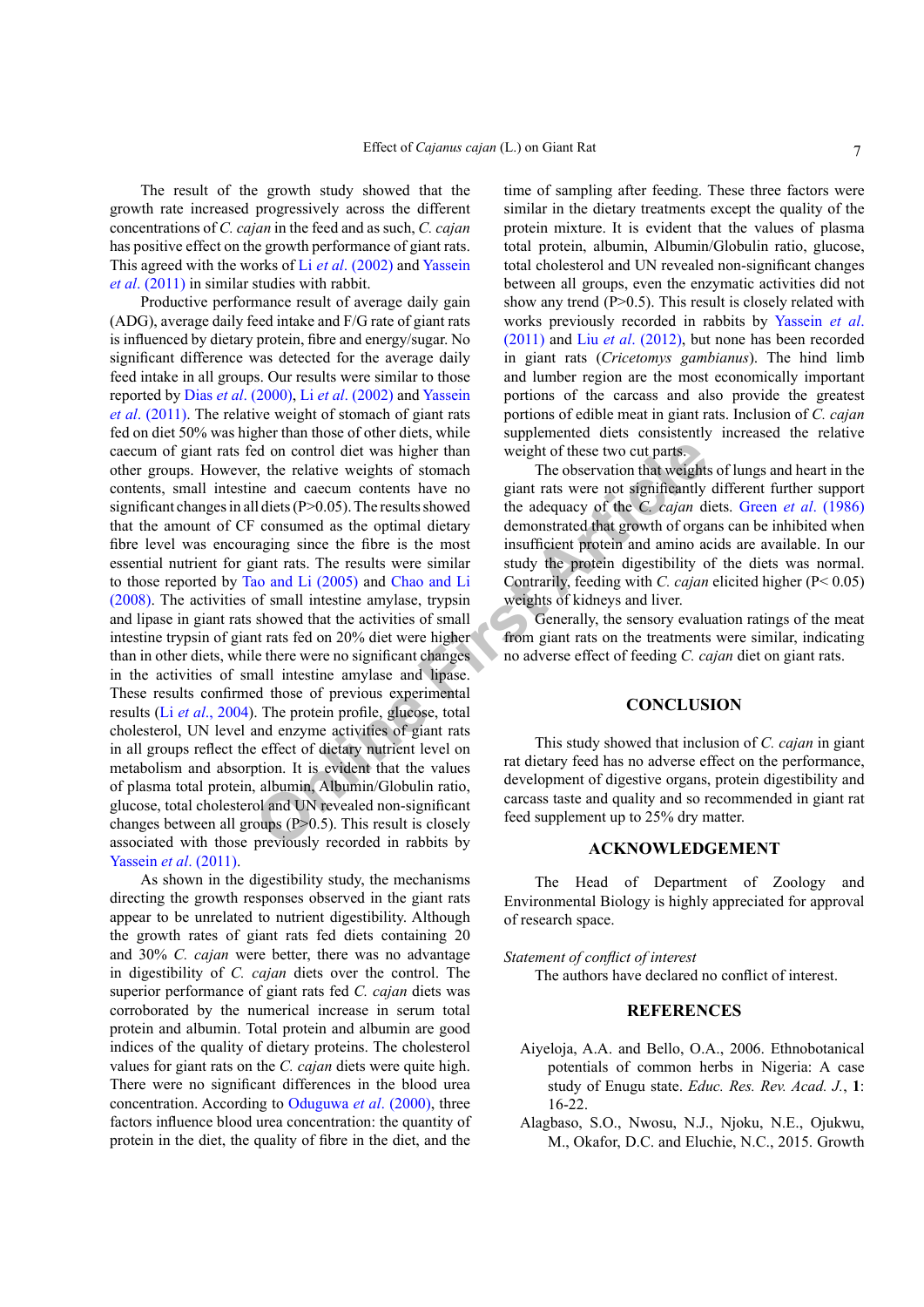The result of the growth study showed that the growth rate increased progressively across the different concentrations of *C. cajan* in the feed and as such, *C. cajan* has positive effect on the growth performance of giant rats. This agreed with the works of Li *et al*. (2002) and Yassein *et al*. (2011) in similar studies with rabbit.

Productive performance result of average daily gain (ADG), average daily feed intake and F/G rate of giant rats is influenced by dietary protein, fibre and energy/sugar. No significant difference was detected for the average daily feed intake in all groups. Our results were similar to those reported by Dias *et al*. (2000), Li *et al*. (2002) and Yassein *et al*. (2011). The relative weight of stomach of giant rats fed on diet 50% was higher than those of other diets, while caecum of giant rats fed on control diet was higher than other groups. However, the relative weights of stomach contents, small intestine and caecum contents have no significant changes in all diets (P>0.05). The results showed that the amount of CF consumed as the optimal dietary fibre level was encouraging since the fibre is the most essential nutrient for giant rats. The results were similar to those reported by Tao and Li (2005) and Chao and Li (2008). The activities of small intestine amylase, trypsin and lipase in giant rats showed that the activities of small intestine trypsin of giant rats fed on 20% diet were higher than in other diets, while there were no significant changes in the activities of small intestine amylase and lipase. These results confirmed those of previous experimental results (Li *et al*., 2004). The protein profile, glucose, total cholesterol, UN level and enzyme activities of giant rats in all groups reflect the effect of dietary nutrient level on metabolism and absorption. It is evident that the values of plasma total protein, albumin, Albumin/Globulin ratio, glucose, total cholesterol and UN revealed non-significant changes between all groups (P>0.5). This result is closely associated with those previously recorded in rabbits by Yassein *et al*. (2011).

As shown in the digestibility study, the mechanisms directing the growth responses observed in the giant rats appear to be unrelated to nutrient digestibility. Although the growth rates of giant rats fed diets containing 20 and 30% *C. cajan* were better, there was no advantage in digestibility of *C. cajan* diets over the control. The superior performance of giant rats fed *C. cajan* diets was corroborated by the numerical increase in serum total protein and albumin. Total protein and albumin are good indices of the quality of dietary proteins. The cholesterol values for giant rats on the *C. cajan* diets were quite high. There were no significant differences in the blood urea concentration. According to Oduguwa *et al*. (2000), three factors influence blood urea concentration: the quantity of protein in the diet, the quality of fibre in the diet, and the time of sampling after feeding. These three factors were similar in the dietary treatments except the quality of the protein mixture. It is evident that the values of plasma total protein, albumin, Albumin/Globulin ratio, glucose, total cholesterol and UN revealed non-significant changes between all groups, even the enzymatic activities did not show any trend (P>0.5). This result is closely related with works previously recorded in rabbits by Yassein *et al*. (2011) and Liu *et al*. (2012), but none has been recorded in giant rats (*Cricetomys gambianus*). The hind limb and lumber region are the most economically important portions of the carcass and also provide the greatest portions of edible meat in giant rats. Inclusion of *C. cajan* supplemented diets consistently increased the relative weight of these two cut parts.

The observation that weights of lungs and heart in the giant rats were not significantly different further support the adequacy of the *C. cajan* diets. Green *et al*. (1986) demonstrated that growth of organs can be inhibited when insufficient protein and amino acids are available. In our study the protein digestibility of the diets was normal. Contrarily, feeding with *C. cajan* elicited higher (P< 0.05) weights of kidneys and liver.

Generally, the sensory evaluation ratings of the meat from giant rats on the treatments were similar, indicating no adverse effect of feeding *C. cajan* diet on giant rats.

## CONCLUSION

This study showed that inclusion of *C. cajan* in giant rat dietary feed has no adverse effect on the performance, development of digestive organs, protein digestibility and carcass taste and quality and so recommended in giant rat feed supplement up to 25% dry matter.

## ACKNOWLEDGEMENT

The Head of Department of Zoology and Environmental Biology is highly appreciated for approval of research space.

*Statement of conflict of interest*

The authors have declared no conflict of interest.

## REFERENCES

Aiyeloja, A.A. and Bello, O.A., 2006. Ethnobotanical potentials of common herbs in Nigeria: A case study of Enugu state. *Educ. Res. Rev. Acad. J.*, **1**: 16-22.

Alagbaso, S.O., Nwosu, N.J., Njoku, N.E., Ojukwu, M., Okafor, D.C. and Eluchie, N.C., 2015. Growth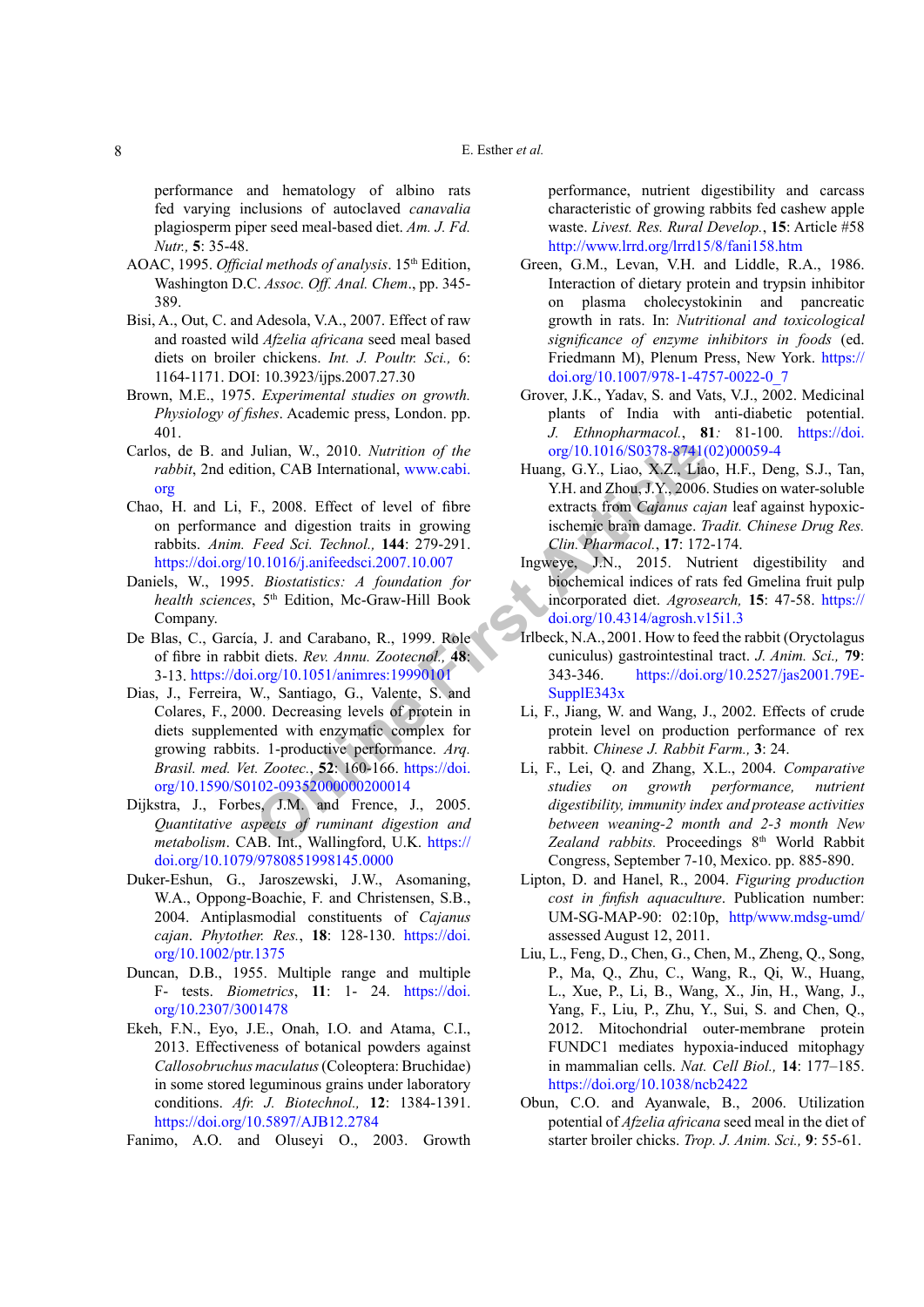performance and hematology of albino rats fed varying inclusions of autoclaved *canavalia* plagiosperm piper seed meal-based diet. *Am. J. Fd. Nutr.,* **5**: 35-48.

AOAC, 1995. *Official methods of analysis*. 15th Edition, Washington D.C. *Assoc. Off. Anal. Chem*., pp. 345-389.

Bisi, A., Out, C. and Adesola, V.A., 2007. Effect of raw and roasted wild *Afzelia africana* seed meal based diets on broiler chickens. *Int. J. Poultr. Sci.,* 6: 1164-1171. DOI: 10.3923/ijps.2007.27.30

Brown, M.E., 1975. *Experimental studies on growth. Physiology of fishes*. Academic press, London. pp. 401.

Carlos, de B. and Julian, W., 2010. *Nutrition of the rabbit*, 2nd edition, CAB International, www.cabi.org

Chao, H. and Li, F., 2008. Effect of level of fibre on performance and digestion traits in growing rabbits. *Anim. Feed Sci. Technol.,* **144**: 279-291. https://doi.org/10.1016/j.anifeedsci.2007.10.007

Daniels, W., 1995. *Biostatistics: A foundation for health sciences*, 5th Edition, Mc-Graw-Hill Book Company.

De Blas, C., García, J. and Carabano, R., 1999. Role of fibre in rabbit diets. *Rev. Annu. Zootecnol.,* **48**: 3-13. https://doi.org/10.1051/animres:19990101

Dias, J., Ferreira, W., Santiago, G., Valente, S. and Colares, F., 2000. Decreasing levels of protein in diets supplemented with enzymatic complex for growing rabbits. 1-productive performance. *Arq. Brasil. med. Vet. Zootec.*, **52**: 160-166. https://doi.org/10.1590/S0102-09352000000200014

Dijkstra, J., Forbes, J.M. and Frence, J., 2005. *Quantitative aspects of ruminant digestion and metabolism*. CAB. Int., Wallingford, U.K. https://doi.org/10.1079/9780851998145.0000

Duker-Eshun, G., Jaroszewski, J.W., Asomaning, W.A., Oppong-Boachie, F. and Christensen, S.B., 2004. Antiplasmodial constituents of *Cajanus cajan*. *Phytother. Res.*, **18**: 128-130. https://doi.org/10.1002/ptr.1375

Duncan, D.B., 1955. Multiple range and multiple F- tests. *Biometrics*, **11**: 1- 24. https://doi.org/10.2307/3001478

Ekeh, F.N., Eyo, J.E., Onah, I.O. and Atama, C.I., 2013. Effectiveness of botanical powders against *Callosobruchus maculatus* (Coleoptera: Bruchidae) in some stored leguminous grains under laboratory conditions. *Afr. J. Biotechnol.,* **12**: 1384-1391. https://doi.org/10.5897/AJB12.2784

Fanimo, A.O. and Oluseyi O., 2003. Growth performance, nutrient digestibility and carcass characteristic of growing rabbits fed cashew apple waste. *Livest. Res. Rural Develop.*, **15**: Article #58 http://www.lrrd.org/lrrd15/8/fani158.htm

Green, G.M., Levan, V.H. and Liddle, R.A., 1986. Interaction of dietary protein and trypsin inhibitor on plasma cholecystokinin and pancreatic growth in rats. In: *Nutritional and toxicological significance of enzyme inhibitors in foods* (ed. Friedmann M), Plenum Press, New York. https://doi.org/10.1007/978-1-4757-0022-0_7

Grover, J.K., Yadav, S. and Vats, V.J., 2002. Medicinal plants of India with anti-diabetic potential. *J. Ethnopharmacol.*, **81**: 81-100. https://doi.org/10.1016/S0378-8741(02)00059-4

Huang, G.Y., Liao, X.Z., Liao, H.F., Deng, S.J., Tan, Y.H. and Zhou, J.Y., 2006. Studies on water-soluble extracts from *Cajanus cajan* leaf against hypoxic-ischemic brain damage. *Tradit. Chinese Drug Res. Clin. Pharmacol.*, **17**: 172-174.

Ingweye, J.N., 2015. Nutrient digestibility and biochemical indices of rats fed Gmelina fruit pulp incorporated diet. *Agrosearch,* **15**: 47-58. https://doi.org/10.4314/agrosh.v15i1.3

Irlbeck, N.A., 2001. How to feed the rabbit (Oryctolagus cuniculus) gastrointestinal tract. *J. Anim. Sci.,* **79**: 343-346. https://doi.org/10.2527/jas2001.79E-SupplE343x

Li, F., Jiang, W. and Wang, J., 2002. Effects of crude protein level on production performance of rex rabbit. *Chinese J. Rabbit Farm.,* **3**: 24.

Li, F., Lei, Q. and Zhang, X.L., 2004. *Comparative studies on growth performance, nutrient digestibility, immunity index and protease activities between weaning-2 month and 2-3 month New Zealand rabbits.* Proceedings 8th World Rabbit Congress, September 7-10, Mexico. pp. 885-890.

Lipton, D. and Hanel, R., 2004. *Figuring production cost in finfish aquaculture*. Publication number: UM-SG-MAP-90: 02:10p, http/www.mdsg-umd/ assessed August 12, 2011.

Liu, L., Feng, D., Chen, G., Chen, M., Zheng, Q., Song, P., Ma, Q., Zhu, C., Wang, R., Qi, W., Huang, L., Xue, P., Li, B., Wang, X., Jin, H., Wang, J., Yang, F., Liu, P., Zhu, Y., Sui, S. and Chen, Q., 2012. Mitochondrial outer-membrane protein FUNDC1 mediates hypoxia-induced mitophagy in mammalian cells. *Nat. Cell Biol.,* **14**: 177–185. https://doi.org/10.1038/ncb2422

Obun, C.O. and Ayanwale, B., 2006. Utilization potential of *Afzelia africana* seed meal in the diet of starter broiler chicks. *Trop. J. Anim. Sci.,* **9**: 55-61.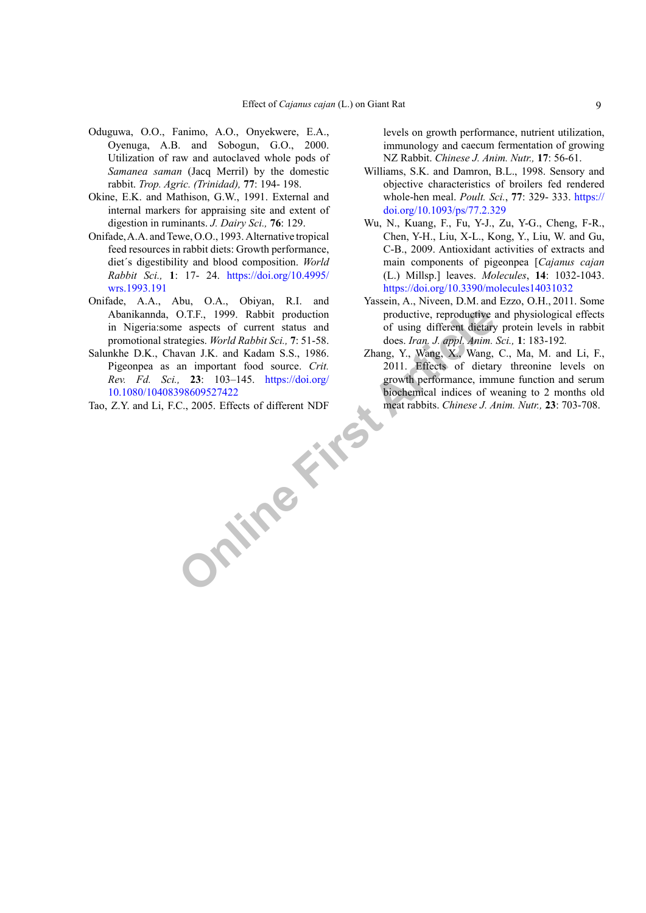Oduguwa, O.O., Fanimo, A.O., Onyekwere, E.A., Oyenuga, A.B. and Sobogun, G.O., 2000. Utilization of raw and autoclaved whole pods of *Samanea saman* (Jacq Merril) by the domestic rabbit. *Trop. Agric. (Trinidad),* **77**: 194- 198.

Okine, E.K. and Mathison, G.W., 1991. External and internal markers for appraising site and extent of digestion in ruminants. *J. Dairy Sci.,* **76**: 129.

Onifade, A.A. and Tewe, O.O., 1993. Alternative tropical feed resources in rabbit diets: Growth performance, diet´s digestibility and blood composition. *World Rabbit Sci.,* **1**: 17- 24. https://doi.org/10.4995/wrs.1993.191

Onifade, A.A., Abu, O.A., Obiyan, R.I. and Abanikannda, O.T.F., 1999. Rabbit production in Nigeria:some aspects of current status and promotional strategies. *World Rabbit Sci.,* **7**: 51-58.

Salunkhe D.K., Chavan J.K. and Kadam S.S., 1986. Pigeonpea as an important food source. *Crit. Rev. Fd. Sci.,* **23**: 103–145. https://doi.org/10.1080/10408398609527422

Tao, Z.Y. and Li, F.C., 2005. Effects of different NDF levels on growth performance, nutrient utilization, immunology and caecum fermentation of growing NZ Rabbit. *Chinese J. Anim. Nutr.,* **17**: 56-61.

Williams, S.K. and Damron, B.L., 1998. Sensory and objective characteristics of broilers fed rendered whole-hen meal. *Poult. Sci.*, **77**: 329- 333. https://doi.org/10.1093/ps/77.2.329

Wu, N., Kuang, F., Fu, Y-J., Zu, Y-G., Cheng, F-R., Chen, Y-H., Liu, X-L., Kong, Y., Liu, W. and Gu, C-B., 2009. Antioxidant activities of extracts and main components of pigeonpea [*Cajanus cajan* (L.) Millsp.] leaves. *Molecules*, **14**: 1032-1043. https://doi.org/10.3390/molecules14031032

Yassein, A., Niveen, D.M. and Ezzo, O.H., 2011. Some productive, reproductive and physiological effects of using different dietary protein levels in rabbit does. *Iran. J. appl. Anim. Sci.,* **1**: 183-192.

Zhang, Y., Wang, X., Wang, C., Ma, M. and Li, F., 2011. Effects of dietary threonine levels on growth performance, immune function and serum biochemical indices of weaning to 2 months old meat rabbits. *Chinese J. Anim. Nutr.,* **23**: 703-708.